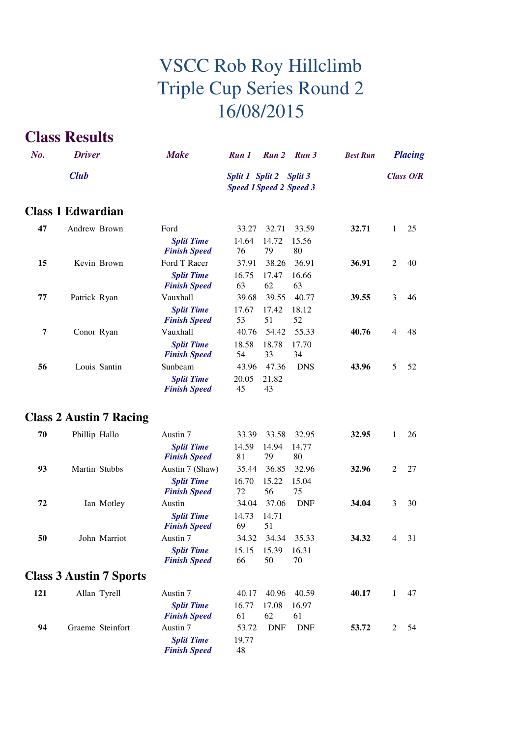# VSCC Rob Roy Hillclimb
# Triple Cup Series Round 2
# 16/08/2015

## Class Results

| *No.* | *Driver* / *Club* | *Make* | *Run 1* / *Split 1* / *Speed 1* | *Run 2* / *Split 2* / *Speed 2* | *Run 3* / *Split 3* / *Speed 3* | *Best Run* | *Placing* Class | O/R |
|---|---|---|---|---|---|---|---|---|

### Class 1 Edwardian

| No. | Driver | Make | Run 1 | Run 2 | Run 3 | Best Run | Class | O/R |
|---|---|---|---|---|---|---|---|---|
| **47** | Andrew Brown | Ford | 33.27 | 32.71 | 33.59 | **32.71** | 1 | 25 |
| | | ***Split Time*** | 14.64 | 14.72 | 15.56 | | | |
| | | ***Finish Speed*** | 76 | 79 | 80 | | | |
| **15** | Kevin Brown | Ford T Racer | 37.91 | 38.26 | 36.91 | **36.91** | 2 | 40 |
| | | ***Split Time*** | 16.75 | 17.47 | 16.66 | | | |
| | | ***Finish Speed*** | 63 | 62 | 63 | | | |
| **77** | Patrick Ryan | Vauxhall | 39.68 | 39.55 | 40.77 | **39.55** | 3 | 46 |
| | | ***Split Time*** | 17.67 | 17.42 | 18.12 | | | |
| | | ***Finish Speed*** | 53 | 51 | 52 | | | |
| **7** | Conor Ryan | Vauxhall | 40.76 | 54.42 | 55.33 | **40.76** | 4 | 48 |
| | | ***Split Time*** | 18.58 | 18.78 | 17.70 | | | |
| | | ***Finish Speed*** | 54 | 33 | 34 | | | |
| **56** | Louis Santin | Sunbeam | 43.96 | 47.36 | DNS | **43.96** | 5 | 52 |
| | | ***Split Time*** | 20.05 | 21.82 | | | | |
| | | ***Finish Speed*** | 45 | 43 | | | | |

### Class 2 Austin 7 Racing

| No. | Driver | Make | Run 1 | Run 2 | Run 3 | Best Run | Class | O/R |
|---|---|---|---|---|---|---|---|---|
| **70** | Phillip Hallo | Austin 7 | 33.39 | 33.58 | 32.95 | **32.95** | 1 | 26 |
| | | ***Split Time*** | 14.59 | 14.94 | 14.77 | | | |
| | | ***Finish Speed*** | 81 | 79 | 80 | | | |
| **93** | Martin Stubbs | Austin 7 (Shaw) | 35.44 | 36.85 | 32.96 | **32.96** | 2 | 27 |
| | | ***Split Time*** | 16.70 | 15.22 | 15.04 | | | |
| | | ***Finish Speed*** | 72 | 56 | 75 | | | |
| **72** | Ian Motley | Austin | 34.04 | 37.06 | DNF | **34.04** | 3 | 30 |
| | | ***Split Time*** | 14.73 | 14.71 | | | | |
| | | ***Finish Speed*** | 69 | 51 | | | | |
| **50** | John Marriot | Austin 7 | 34.32 | 34.34 | 35.33 | **34.32** | 4 | 31 |
| | | ***Split Time*** | 15.15 | 15.39 | 16.31 | | | |
| | | ***Finish Speed*** | 66 | 50 | 70 | | | |

### Class 3 Austin 7 Sports

| No. | Driver | Make | Run 1 | Run 2 | Run 3 | Best Run | Class | O/R |
|---|---|---|---|---|---|---|---|---|
| **121** | Allan Tyrell | Austin 7 | 40.17 | 40.96 | 40.59 | **40.17** | 1 | 47 |
| | | ***Split Time*** | 16.77 | 17.08 | 16.97 | | | |
| | | ***Finish Speed*** | 61 | 62 | 61 | | | |
| **94** | Graeme Steinfort | Austin 7 | 53.72 | DNF | DNF | **53.72** | 2 | 54 |
| | | ***Split Time*** | 19.77 | | | | | |
| | | ***Finish Speed*** | 48 | | | | | |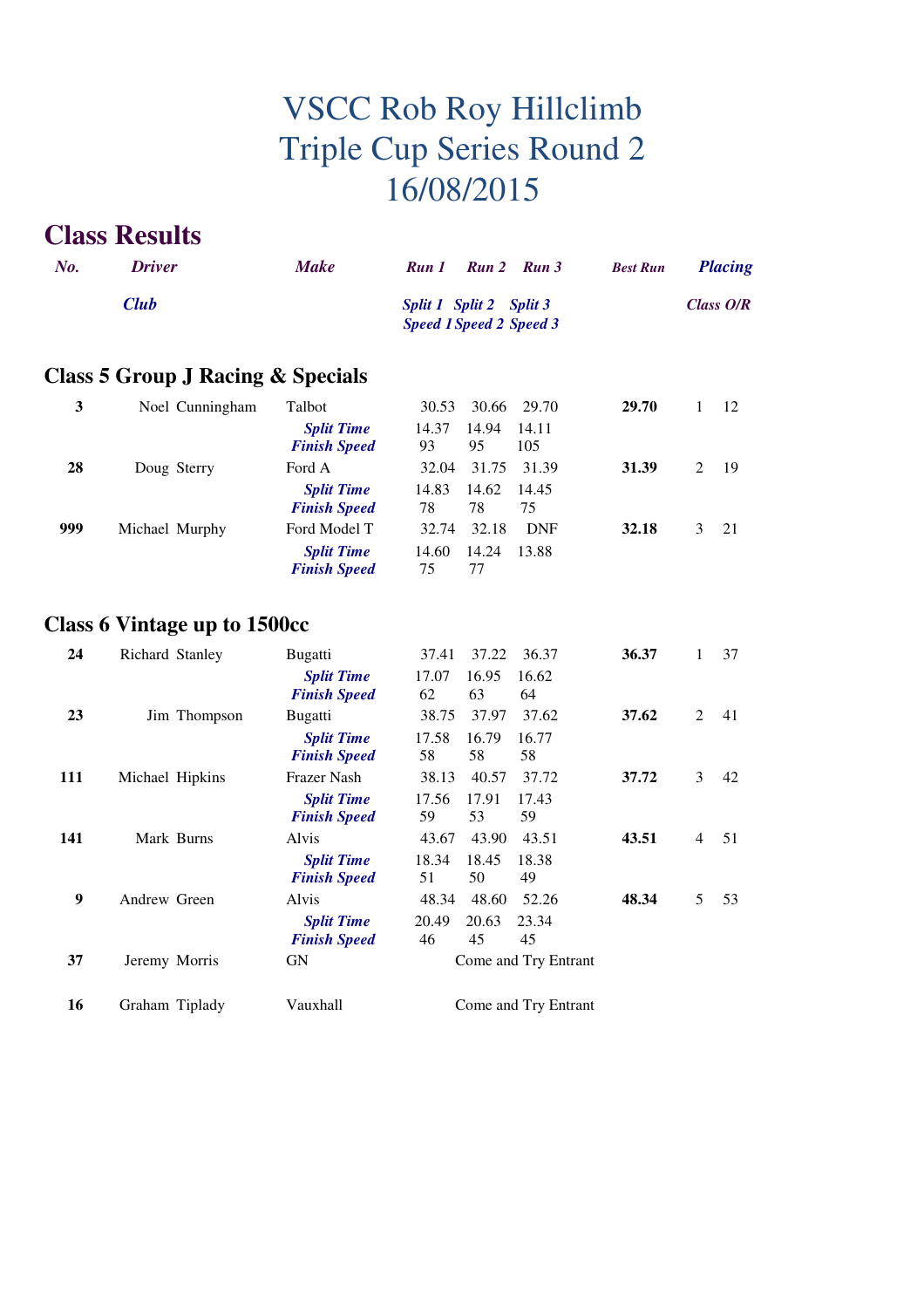# VSCC Rob Roy Hillclimb
# Triple Cup Series Round 2
# 16/08/2015

## Class Results

| *No.* | *Driver* / *Club* | *Make* | *Run 1* / *Split 1* / *Speed 1* | *Run 2* / *Split 2* / *Speed 2* | *Run 3* / *Split 3* / *Speed 3* | *Best Run* | *Placing* *Class* | *O/R* |
|---|---|---|---|---|---|---|---|---|

### Class 5 Group J Racing & Specials

| No. | Driver | Make | Run 1 | Run 2 | Run 3 | Best Run | Class | O/R |
|---|---|---|---|---|---|---|---|---|
| **3** | Noel Cunningham | Talbot | 30.53 | 30.66 | 29.70 | **29.70** | 1 | 12 |
| | | *Split Time* | 14.37 | 14.94 | 14.11 | | | |
| | | *Finish Speed* | 93 | 95 | 105 | | | |
| **28** | Doug Sterry | Ford A | 32.04 | 31.75 | 31.39 | **31.39** | 2 | 19 |
| | | *Split Time* | 14.83 | 14.62 | 14.45 | | | |
| | | *Finish Speed* | 78 | 78 | 75 | | | |
| **999** | Michael Murphy | Ford Model T | 32.74 | 32.18 | DNF | **32.18** | 3 | 21 |
| | | *Split Time* | 14.60 | 14.24 | 13.88 | | | |
| | | *Finish Speed* | 75 | 77 | | | | |

### Class 6 Vintage up to 1500cc

| No. | Driver | Make | Run 1 | Run 2 | Run 3 | Best Run | Class | O/R |
|---|---|---|---|---|---|---|---|---|
| **24** | Richard Stanley | Bugatti | 37.41 | 37.22 | 36.37 | **36.37** | 1 | 37 |
| | | *Split Time* | 17.07 | 16.95 | 16.62 | | | |
| | | *Finish Speed* | 62 | 63 | 64 | | | |
| **23** | Jim Thompson | Bugatti | 38.75 | 37.97 | 37.62 | **37.62** | 2 | 41 |
| | | *Split Time* | 17.58 | 16.79 | 16.77 | | | |
| | | *Finish Speed* | 58 | 58 | 58 | | | |
| **111** | Michael Hipkins | Frazer Nash | 38.13 | 40.57 | 37.72 | **37.72** | 3 | 42 |
| | | *Split Time* | 17.56 | 17.91 | 17.43 | | | |
| | | *Finish Speed* | 59 | 53 | 59 | | | |
| **141** | Mark Burns | Alvis | 43.67 | 43.90 | 43.51 | **43.51** | 4 | 51 |
| | | *Split Time* | 18.34 | 18.45 | 18.38 | | | |
| | | *Finish Speed* | 51 | 50 | 49 | | | |
| **9** | Andrew Green | Alvis | 48.34 | 48.60 | 52.26 | **48.34** | 5 | 53 |
| | | *Split Time* | 20.49 | 20.63 | 23.34 | | | |
| | | *Finish Speed* | 46 | 45 | 45 | | | |
| **37** | Jeremy Morris | GN | Come and Try Entrant | | | | | |
| **16** | Graham Tiplady | Vauxhall | Come and Try Entrant | | | | | |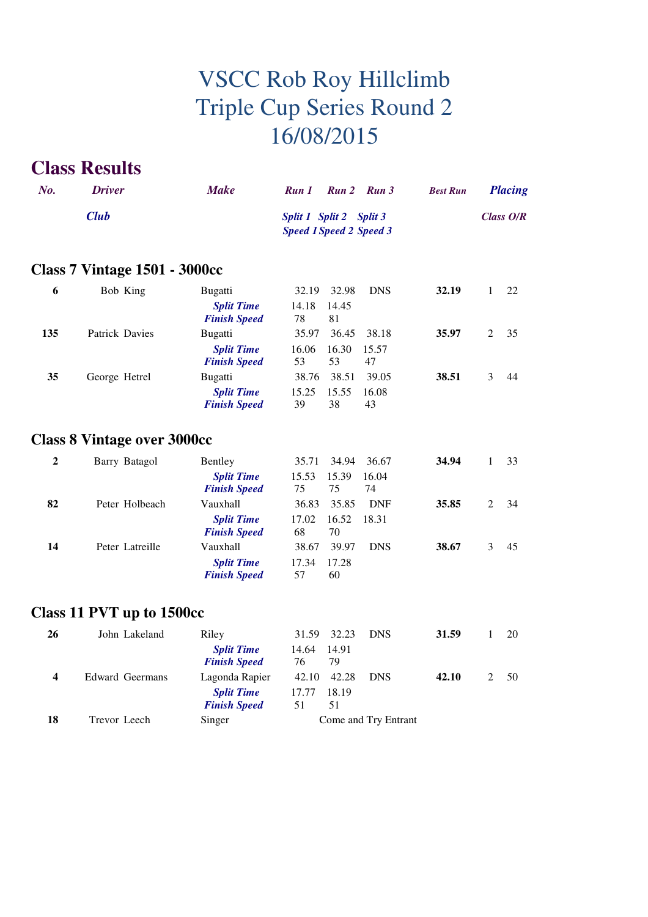# VSCC Rob Roy Hillclimb
# Triple Cup Series Round 2
# 16/08/2015

## Class Results

| No. | Driver / Club | Make | Run 1 / Split 1 / Speed 1 | Run 2 / Split 2 / Speed 2 | Run 3 / Split 3 / Speed 3 | Best Run | Placing Class | Placing O/R |
|---|---|---|---|---|---|---|---|---|

### Class 7 Vintage 1501 - 3000cc

| No. | Driver | Make | Run 1 | Run 2 | Run 3 | Best Run | Class | O/R |
|---|---|---|---|---|---|---|---|---|
| **6** | Bob King | Bugatti | 32.19 | 32.98 | DNS | **32.19** | 1 | 22 |
| | | ***Split Time*** | 14.18 | 14.45 | | | | |
| | | ***Finish Speed*** | 78 | 81 | | | | |
| **135** | Patrick Davies | Bugatti | 35.97 | 36.45 | 38.18 | **35.97** | 2 | 35 |
| | | ***Split Time*** | 16.06 | 16.30 | 15.57 | | | |
| | | ***Finish Speed*** | 53 | 53 | 47 | | | |
| **35** | George Hetrel | Bugatti | 38.76 | 38.51 | 39.05 | **38.51** | 3 | 44 |
| | | ***Split Time*** | 15.25 | 15.55 | 16.08 | | | |
| | | ***Finish Speed*** | 39 | 38 | 43 | | | |

### Class 8 Vintage over 3000cc

| No. | Driver | Make | Run 1 | Run 2 | Run 3 | Best Run | Class | O/R |
|---|---|---|---|---|---|---|---|---|
| **2** | Barry Batagol | Bentley | 35.71 | 34.94 | 36.67 | **34.94** | 1 | 33 |
| | | ***Split Time*** | 15.53 | 15.39 | 16.04 | | | |
| | | ***Finish Speed*** | 75 | 75 | 74 | | | |
| **82** | Peter Holbeach | Vauxhall | 36.83 | 35.85 | DNF | **35.85** | 2 | 34 |
| | | ***Split Time*** | 17.02 | 16.52 | 18.31 | | | |
| | | ***Finish Speed*** | 68 | 70 | | | | |
| **14** | Peter Latreille | Vauxhall | 38.67 | 39.97 | DNS | **38.67** | 3 | 45 |
| | | ***Split Time*** | 17.34 | 17.28 | | | | |
| | | ***Finish Speed*** | 57 | 60 | | | | |

### Class 11 PVT up to 1500cc

| No. | Driver | Make | Run 1 | Run 2 | Run 3 | Best Run | Class | O/R |
|---|---|---|---|---|---|---|---|---|
| **26** | John Lakeland | Riley | 31.59 | 32.23 | DNS | **31.59** | 1 | 20 |
| | | ***Split Time*** | 14.64 | 14.91 | | | | |
| | | ***Finish Speed*** | 76 | 79 | | | | |
| **4** | Edward Geermans | Lagonda Rapier | 42.10 | 42.28 | DNS | **42.10** | 2 | 50 |
| | | ***Split Time*** | 17.77 | 18.19 | | | | |
| | | ***Finish Speed*** | 51 | 51 | | | | |
| **18** | Trevor Leech | Singer | Come and Try Entrant | | | | | |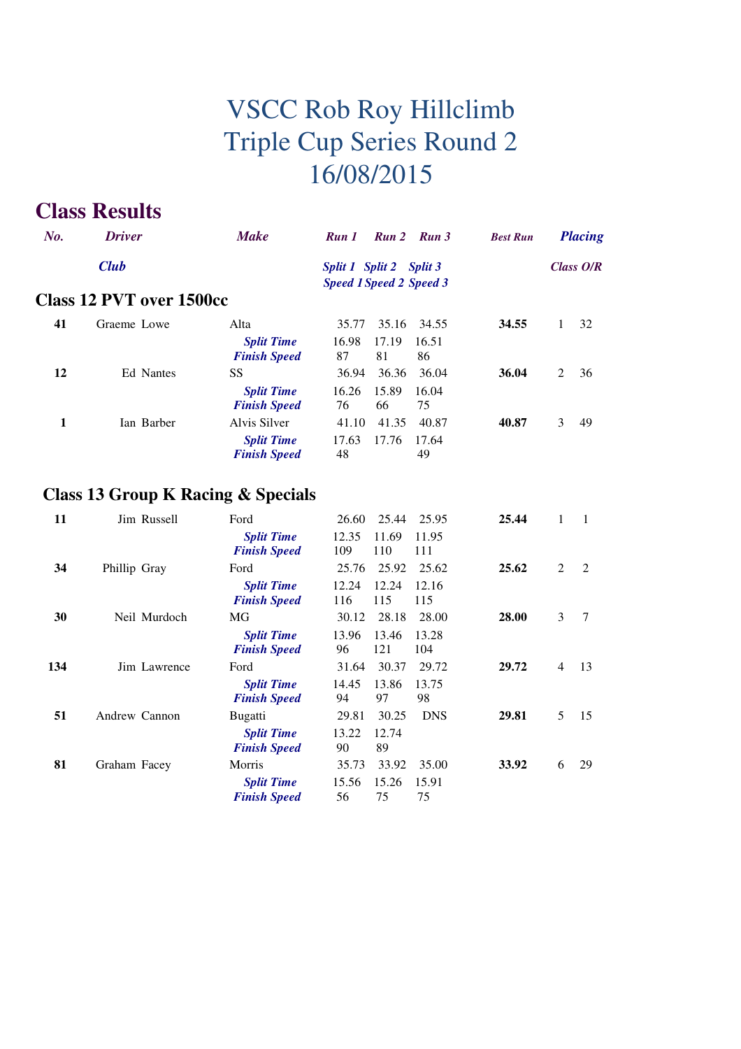# VSCC Rob Roy Hillclimb
# Triple Cup Series Round 2
# 16/08/2015

## Class Results

| No. | Driver | Make | Run 1 | Run 2 | Run 3 | Best Run | Placing | |
|---|---|---|---|---|---|---|---|---|
| | Club | | Split 1 / Speed 1 | Split 2 / Speed 2 | Split 3 / Speed 3 | | Class | O/R |

### Class 12 PVT over 1500cc

| No. | Driver | Make | Run 1 | Run 2 | Run 3 | Best Run | Class | O/R |
|---|---|---|---|---|---|---|---|---|
| 41 | Graeme Lowe | Alta | 35.77 | 35.16 | 34.55 | **34.55** | 1 | 32 |
| | | *Split Time* | 16.98 | 17.19 | 16.51 | | | |
| | | *Finish Speed* | 87 | 81 | 86 | | | |
| 12 | Ed Nantes | SS | 36.94 | 36.36 | 36.04 | **36.04** | 2 | 36 |
| | | *Split Time* | 16.26 | 15.89 | 16.04 | | | |
| | | *Finish Speed* | 76 | 66 | 75 | | | |
| 1 | Ian Barber | Alvis Silver | 41.10 | 41.35 | 40.87 | **40.87** | 3 | 49 |
| | | *Split Time* | 17.63 | 17.76 | 17.64 | | | |
| | | *Finish Speed* | 48 | | 49 | | | |

### Class 13 Group K Racing & Specials

| No. | Driver | Make | Run 1 | Run 2 | Run 3 | Best Run | Class | O/R |
|---|---|---|---|---|---|---|---|---|
| 11 | Jim Russell | Ford | 26.60 | 25.44 | 25.95 | **25.44** | 1 | 1 |
| | | *Split Time* | 12.35 | 11.69 | 11.95 | | | |
| | | *Finish Speed* | 109 | 110 | 111 | | | |
| 34 | Phillip Gray | Ford | 25.76 | 25.92 | 25.62 | **25.62** | 2 | 2 |
| | | *Split Time* | 12.24 | 12.24 | 12.16 | | | |
| | | *Finish Speed* | 116 | 115 | 115 | | | |
| 30 | Neil Murdoch | MG | 30.12 | 28.18 | 28.00 | **28.00** | 3 | 7 |
| | | *Split Time* | 13.96 | 13.46 | 13.28 | | | |
| | | *Finish Speed* | 96 | 121 | 104 | | | |
| 134 | Jim Lawrence | Ford | 31.64 | 30.37 | 29.72 | **29.72** | 4 | 13 |
| | | *Split Time* | 14.45 | 13.86 | 13.75 | | | |
| | | *Finish Speed* | 94 | 97 | 98 | | | |
| 51 | Andrew Cannon | Bugatti | 29.81 | 30.25 | DNS | **29.81** | 5 | 15 |
| | | *Split Time* | 13.22 | 12.74 | | | | |
| | | *Finish Speed* | 90 | 89 | | | | |
| 81 | Graham Facey | Morris | 35.73 | 33.92 | 35.00 | **33.92** | 6 | 29 |
| | | *Split Time* | 15.56 | 15.26 | 15.91 | | | |
| | | *Finish Speed* | 56 | 75 | 75 | | | |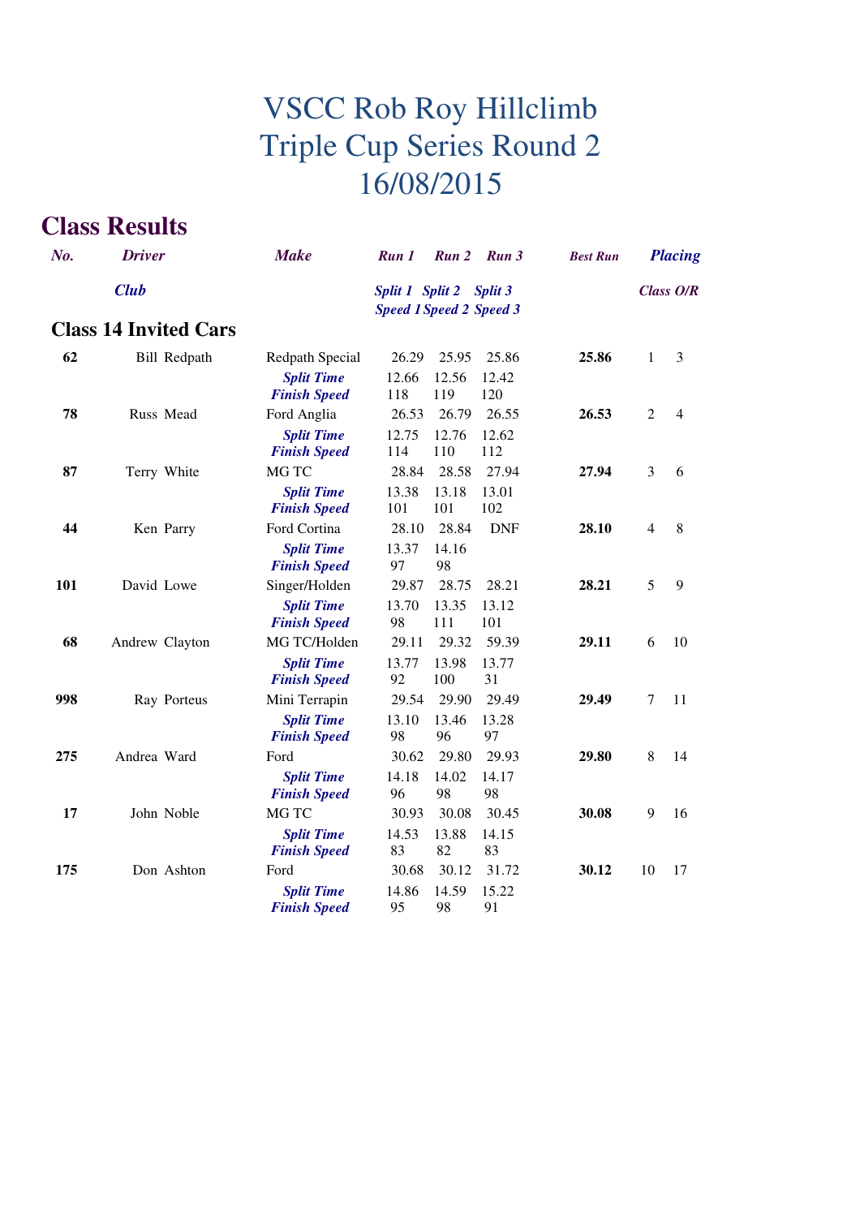# VSCC Rob Roy Hillclimb
# Triple Cup Series Round 2
# 16/08/2015

## Class Results

| *No.* | *Driver* / *Club* | *Make* | *Run 1* / *Split 1* / *Speed 1* | *Run 2* / *Split 2* / *Speed 2* | *Run 3* / *Split 3* / *Speed 3* | *Best Run* | *Placing* Class | O/R |
|---|---|---|---|---|---|---|---|---|

### Class 14 Invited Cars

| No. | Driver | Make | Run 1 | Run 2 | Run 3 | Best Run | Class | O/R |
|---|---|---|---|---|---|---|---|---|
| **62** | Bill Redpath | Redpath Special | 26.29 | 25.95 | 25.86 | **25.86** | 1 | 3 |
| | | ***Split Time*** | 12.66 | 12.56 | 12.42 | | | |
| | | ***Finish Speed*** | 118 | 119 | 120 | | | |
| **78** | Russ Mead | Ford Anglia | 26.53 | 26.79 | 26.55 | **26.53** | 2 | 4 |
| | | ***Split Time*** | 12.75 | 12.76 | 12.62 | | | |
| | | ***Finish Speed*** | 114 | 110 | 112 | | | |
| **87** | Terry White | MG TC | 28.84 | 28.58 | 27.94 | **27.94** | 3 | 6 |
| | | ***Split Time*** | 13.38 | 13.18 | 13.01 | | | |
| | | ***Finish Speed*** | 101 | 101 | 102 | | | |
| **44** | Ken Parry | Ford Cortina | 28.10 | 28.84 | DNF | **28.10** | 4 | 8 |
| | | ***Split Time*** | 13.37 | 14.16 | | | | |
| | | ***Finish Speed*** | 97 | 98 | | | | |
| **101** | David Lowe | Singer/Holden | 29.87 | 28.75 | 28.21 | **28.21** | 5 | 9 |
| | | ***Split Time*** | 13.70 | 13.35 | 13.12 | | | |
| | | ***Finish Speed*** | 98 | 111 | 101 | | | |
| **68** | Andrew Clayton | MG TC/Holden | 29.11 | 29.32 | 59.39 | **29.11** | 6 | 10 |
| | | ***Split Time*** | 13.77 | 13.98 | 13.77 | | | |
| | | ***Finish Speed*** | 92 | 100 | 31 | | | |
| **998** | Ray Porteus | Mini Terrapin | 29.54 | 29.90 | 29.49 | **29.49** | 7 | 11 |
| | | ***Split Time*** | 13.10 | 13.46 | 13.28 | | | |
| | | ***Finish Speed*** | 98 | 96 | 97 | | | |
| **275** | Andrea Ward | Ford | 30.62 | 29.80 | 29.93 | **29.80** | 8 | 14 |
| | | ***Split Time*** | 14.18 | 14.02 | 14.17 | | | |
| | | ***Finish Speed*** | 96 | 98 | 98 | | | |
| **17** | John Noble | MG TC | 30.93 | 30.08 | 30.45 | **30.08** | 9 | 16 |
| | | ***Split Time*** | 14.53 | 13.88 | 14.15 | | | |
| | | ***Finish Speed*** | 83 | 82 | 83 | | | |
| **175** | Don Ashton | Ford | 30.68 | 30.12 | 31.72 | **30.12** | 10 | 17 |
| | | ***Split Time*** | 14.86 | 14.59 | 15.22 | | | |
| | | ***Finish Speed*** | 95 | 98 | 91 | | | |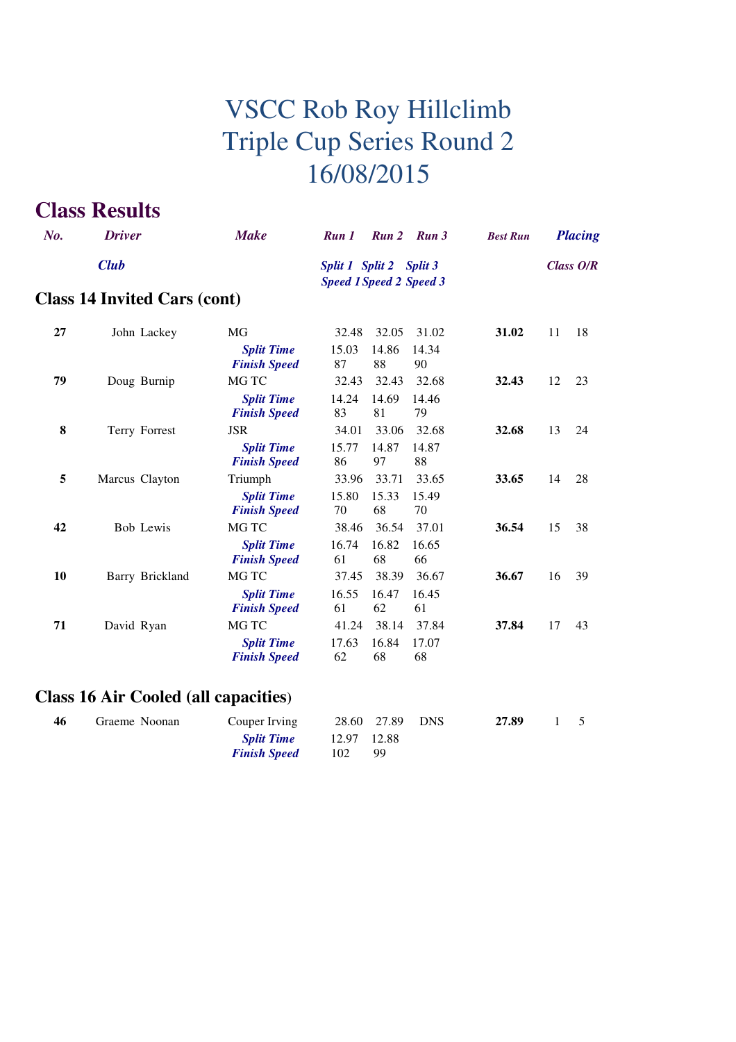# VSCC Rob Roy Hillclimb
# Triple Cup Series Round 2
# 16/08/2015

## Class Results

| No. | Driver | Make | Run 1 | Run 2 | Run 3 | Best Run | Placing | |
|---|---|---|---|---|---|---|---|---|
| | Club | | Split 1 / Speed 1 | Split 2 / Speed 2 | Split 3 / Speed 3 | | Class | O/R |

### Class 14 Invited Cars (cont)

| No. | Driver | Make | Run 1 | Run 2 | Run 3 | Best Run | Class | O/R |
|---|---|---|---|---|---|---|---|---|
| **27** | John Lackey | MG | 32.48 | 32.05 | 31.02 | **31.02** | 11 | 18 |
| | | ***Split Time*** | 15.03 | 14.86 | 14.34 | | | |
| | | ***Finish Speed*** | 87 | 88 | 90 | | | |
| **79** | Doug Burnip | MG TC | 32.43 | 32.43 | 32.68 | **32.43** | 12 | 23 |
| | | ***Split Time*** | 14.24 | 14.69 | 14.46 | | | |
| | | ***Finish Speed*** | 83 | 81 | 79 | | | |
| **8** | Terry Forrest | JSR | 34.01 | 33.06 | 32.68 | **32.68** | 13 | 24 |
| | | ***Split Time*** | 15.77 | 14.87 | 14.87 | | | |
| | | ***Finish Speed*** | 86 | 97 | 88 | | | |
| **5** | Marcus Clayton | Triumph | 33.96 | 33.71 | 33.65 | **33.65** | 14 | 28 |
| | | ***Split Time*** | 15.80 | 15.33 | 15.49 | | | |
| | | ***Finish Speed*** | 70 | 68 | 70 | | | |
| **42** | Bob Lewis | MG TC | 38.46 | 36.54 | 37.01 | **36.54** | 15 | 38 |
| | | ***Split Time*** | 16.74 | 16.82 | 16.65 | | | |
| | | ***Finish Speed*** | 61 | 68 | 66 | | | |
| **10** | Barry Brickland | MG TC | 37.45 | 38.39 | 36.67 | **36.67** | 16 | 39 |
| | | ***Split Time*** | 16.55 | 16.47 | 16.45 | | | |
| | | ***Finish Speed*** | 61 | 62 | 61 | | | |
| **71** | David Ryan | MG TC | 41.24 | 38.14 | 37.84 | **37.84** | 17 | 43 |
| | | ***Split Time*** | 17.63 | 16.84 | 17.07 | | | |
| | | ***Finish Speed*** | 62 | 68 | 68 | | | |

### Class 16 Air Cooled (all capacities)

| No. | Driver | Make | Run 1 | Run 2 | Run 3 | Best Run | Class | O/R |
|---|---|---|---|---|---|---|---|---|
| **46** | Graeme Noonan | Couper Irving | 28.60 | 27.89 | DNS | **27.89** | 1 | 5 |
| | | ***Split Time*** | 12.97 | 12.88 | | | | |
| | | ***Finish Speed*** | 102 | 99 | | | | |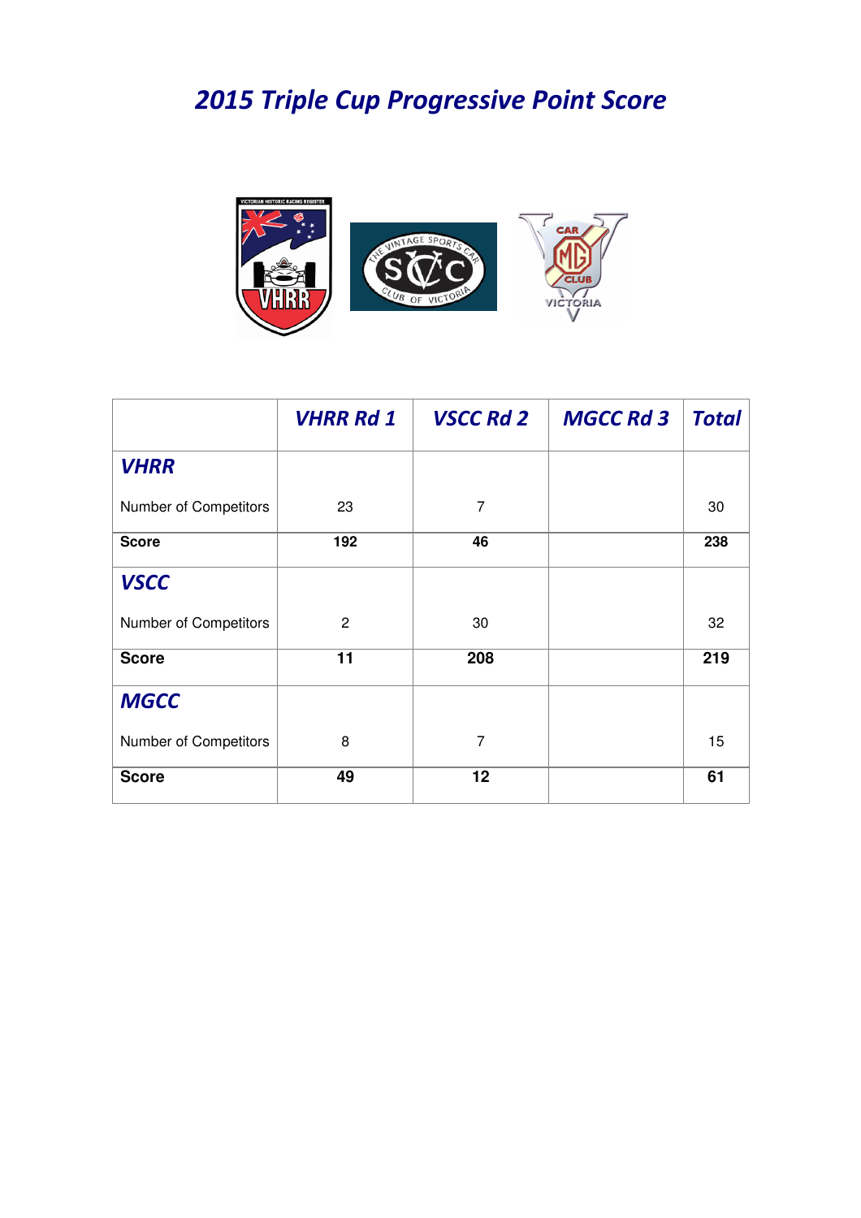# *2015 Triple Cup Progressive Point Score*

| | *VHRR Rd 1* | *VSCC Rd 2* | *MGCC Rd 3* | *Total* |
|---|---|---|---|---|
| ***VHRR*** | | | | |
| Number of Competitors | 23 | 7 | | 30 |
| **Score** | **192** | **46** | | **238** |
| ***VSCC*** | | | | |
| Number of Competitors | 2 | 30 | | 32 |
| **Score** | **11** | **208** | | **219** |
| ***MGCC*** | | | | |
| Number of Competitors | 8 | 7 | | 15 |
| **Score** | **49** | **12** | | **61** |